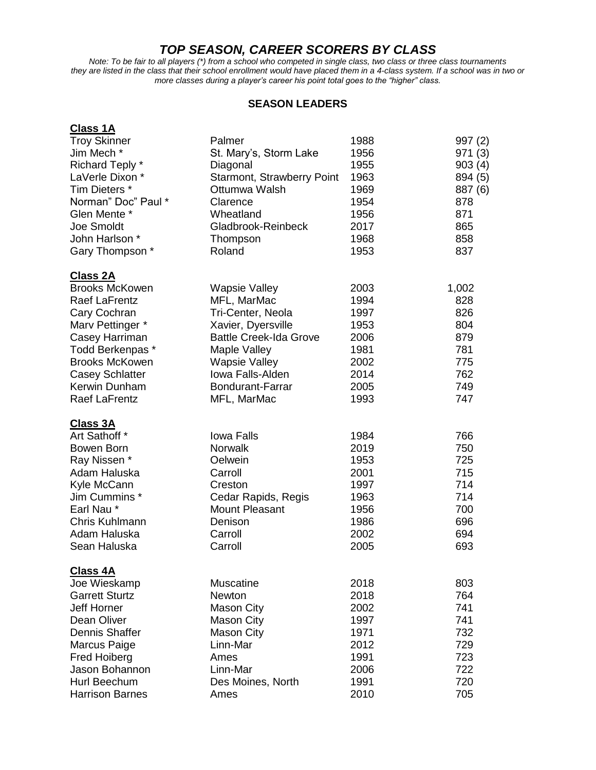# *TOP SEASON, CAREER SCORERS BY CLASS*

*Note: To be fair to all players (*) from a school who competed in single class, two class or three class tournaments they are listed in the class that their school enrollment would have placed them in a 4-class system. If a school was in two or more classes during a player's career his point total goes to the "higher" class.*

## SEASON LEADERS

### Class 1A

| Player | School | Year | Points |
|---|---|---|---|
| Troy Skinner | Palmer | 1988 | 997 (2) |
| Jim Mech * | St. Mary's, Storm Lake | 1956 | 971 (3) |
| Richard Teply * | Diagonal | 1955 | 903 (4) |
| LaVerle Dixon * | Starmont, Strawberry Point | 1963 | 894 (5) |
| Tim Dieters * | Ottumwa Walsh | 1969 | 887 (6) |
| Norman" Doc" Paul * | Clarence | 1954 | 878 |
| Glen Mente * | Wheatland | 1956 | 871 |
| Joe Smoldt | Gladbrook-Reinbeck | 2017 | 865 |
| John Harlson * | Thompson | 1968 | 858 |
| Gary Thompson * | Roland | 1953 | 837 |

### Class 2A

| Player | School | Year | Points |
|---|---|---|---|
| Brooks McKowen | Wapsie Valley | 2003 | 1,002 |
| Raef LaFrentz | MFL, MarMac | 1994 | 828 |
| Cary Cochran | Tri-Center, Neola | 1997 | 826 |
| Marv Pettinger * | Xavier, Dyersville | 1953 | 804 |
| Casey Harriman | Battle Creek-Ida Grove | 2006 | 879 |
| Todd Berkenpas * | Maple Valley | 1981 | 781 |
| Brooks McKowen | Wapsie Valley | 2002 | 775 |
| Casey Schlatter | Iowa Falls-Alden | 2014 | 762 |
| Kerwin Dunham | Bondurant-Farrar | 2005 | 749 |
| Raef LaFrentz | MFL, MarMac | 1993 | 747 |

### Class 3A

| Player | School | Year | Points |
|---|---|---|---|
| Art Sathoff * | Iowa Falls | 1984 | 766 |
| Bowen Born | Norwalk | 2019 | 750 |
| Ray Nissen * | Oelwein | 1953 | 725 |
| Adam Haluska | Carroll | 2001 | 715 |
| Kyle McCann | Creston | 1997 | 714 |
| Jim Cummins * | Cedar Rapids, Regis | 1963 | 714 |
| Earl Nau * | Mount Pleasant | 1956 | 700 |
| Chris Kuhlmann | Denison | 1986 | 696 |
| Adam Haluska | Carroll | 2002 | 694 |
| Sean Haluska | Carroll | 2005 | 693 |

### Class 4A

| Player | School | Year | Points |
|---|---|---|---|
| Joe Wieskamp | Muscatine | 2018 | 803 |
| Garrett Sturtz | Newton | 2018 | 764 |
| Jeff Horner | Mason City | 2002 | 741 |
| Dean Oliver | Mason City | 1997 | 741 |
| Dennis Shaffer | Mason City | 1971 | 732 |
| Marcus Paige | Linn-Mar | 2012 | 729 |
| Fred Hoiberg | Ames | 1991 | 723 |
| Jason Bohannon | Linn-Mar | 2006 | 722 |
| Hurl Beechum | Des Moines, North | 1991 | 720 |
| Harrison Barnes | Ames | 2010 | 705 |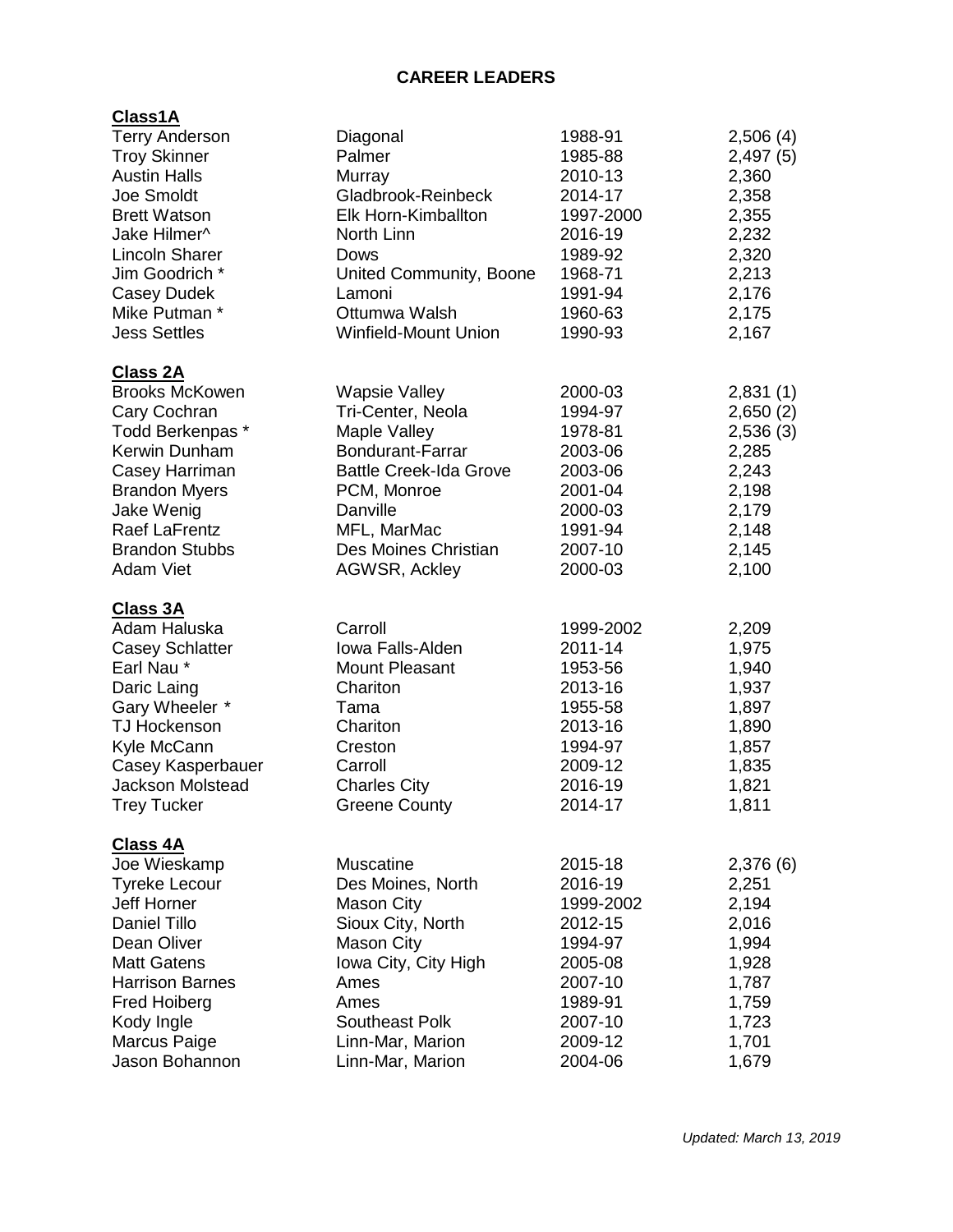# CAREER LEADERS

## Class1A

| | | | |
|---|---|---|---|
| Terry Anderson | Diagonal | 1988-91 | 2,506 (4) |
| Troy Skinner | Palmer | 1985-88 | 2,497 (5) |
| Austin Halls | Murray | 2010-13 | 2,360 |
| Joe Smoldt | Gladbrook-Reinbeck | 2014-17 | 2,358 |
| Brett Watson | Elk Horn-Kimballton | 1997-2000 | 2,355 |
| Jake Hilmer^ | North Linn | 2016-19 | 2,232 |
| Lincoln Sharer | Dows | 1989-92 | 2,320 |
| Jim Goodrich * | United Community, Boone | 1968-71 | 2,213 |
| Casey Dudek | Lamoni | 1991-94 | 2,176 |
| Mike Putman * | Ottumwa Walsh | 1960-63 | 2,175 |
| Jess Settles | Winfield-Mount Union | 1990-93 | 2,167 |

## Class 2A

| | | | |
|---|---|---|---|
| Brooks McKowen | Wapsie Valley | 2000-03 | 2,831 (1) |
| Cary Cochran | Tri-Center, Neola | 1994-97 | 2,650 (2) |
| Todd Berkenpas * | Maple Valley | 1978-81 | 2,536 (3) |
| Kerwin Dunham | Bondurant-Farrar | 2003-06 | 2,285 |
| Casey Harriman | Battle Creek-Ida Grove | 2003-06 | 2,243 |
| Brandon Myers | PCM, Monroe | 2001-04 | 2,198 |
| Jake Wenig | Danville | 2000-03 | 2,179 |
| Raef LaFrentz | MFL, MarMac | 1991-94 | 2,148 |
| Brandon Stubbs | Des Moines Christian | 2007-10 | 2,145 |
| Adam Viet | AGWSR, Ackley | 2000-03 | 2,100 |

## Class 3A

| | | | |
|---|---|---|---|
| Adam Haluska | Carroll | 1999-2002 | 2,209 |
| Casey Schlatter | Iowa Falls-Alden | 2011-14 | 1,975 |
| Earl Nau * | Mount Pleasant | 1953-56 | 1,940 |
| Daric Laing | Chariton | 2013-16 | 1,937 |
| Gary Wheeler * | Tama | 1955-58 | 1,897 |
| TJ Hockenson | Chariton | 2013-16 | 1,890 |
| Kyle McCann | Creston | 1994-97 | 1,857 |
| Casey Kasperbauer | Carroll | 2009-12 | 1,835 |
| Jackson Molstead | Charles City | 2016-19 | 1,821 |
| Trey Tucker | Greene County | 2014-17 | 1,811 |

## Class 4A

| | | | |
|---|---|---|---|
| Joe Wieskamp | Muscatine | 2015-18 | 2,376 (6) |
| Tyreke Lecour | Des Moines, North | 2016-19 | 2,251 |
| Jeff Horner | Mason City | 1999-2002 | 2,194 |
| Daniel Tillo | Sioux City, North | 2012-15 | 2,016 |
| Dean Oliver | Mason City | 1994-97 | 1,994 |
| Matt Gatens | Iowa City, City High | 2005-08 | 1,928 |
| Harrison Barnes | Ames | 2007-10 | 1,787 |
| Fred Hoiberg | Ames | 1989-91 | 1,759 |
| Kody Ingle | Southeast Polk | 2007-10 | 1,723 |
| Marcus Paige | Linn-Mar, Marion | 2009-12 | 1,701 |
| Jason Bohannon | Linn-Mar, Marion | 2004-06 | 1,679 |

*Updated: March 13, 2019*